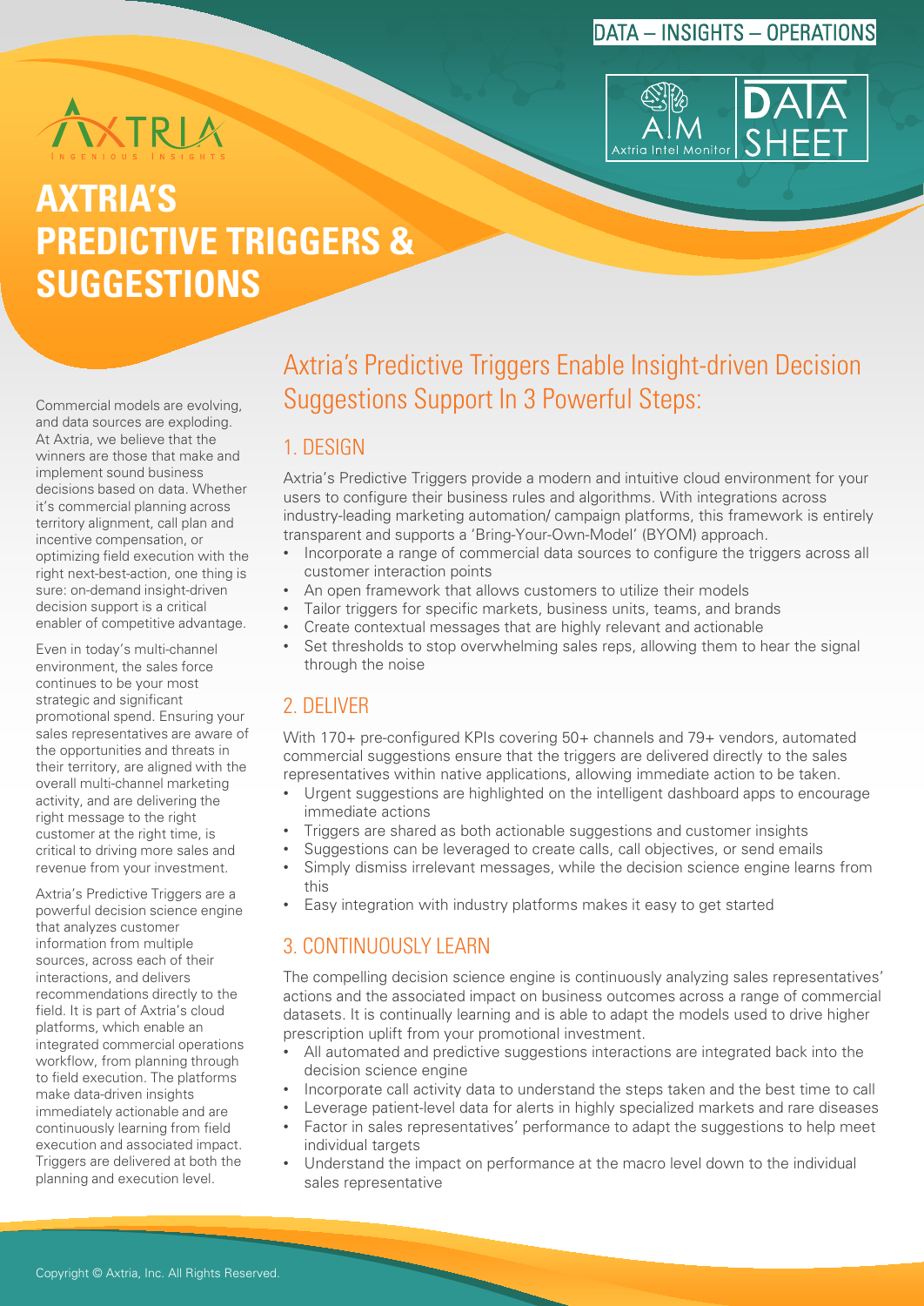DATA – INSIGHTS – OPERATIONS

AIM Axtria Intel Monitor | DATA SHEET

# AXTRIA'S PREDICTIVE TRIGGERS & SUGGESTIONS

Commercial models are evolving, and data sources are exploding. At Axtria, we believe that the winners are those that make and implement sound business decisions based on data. Whether it's commercial planning across territory alignment, call plan and incentive compensation, or optimizing field execution with the right next-best-action, one thing is sure: on-demand insight-driven decision support is a critical enabler of competitive advantage.

Even in today's multi-channel environment, the sales force continues to be your most strategic and significant promotional spend. Ensuring your sales representatives are aware of the opportunities and threats in their territory, are aligned with the overall multi-channel marketing activity, and are delivering the right message to the right customer at the right time, is critical to driving more sales and revenue from your investment.

Axtria's Predictive Triggers are a powerful decision science engine that analyzes customer information from multiple sources, across each of their interactions, and delivers recommendations directly to the field. It is part of Axtria's cloud platforms, which enable an integrated commercial operations workflow, from planning through to field execution. The platforms make data-driven insights immediately actionable and are continuously learning from field execution and associated impact. Triggers are delivered at both the planning and execution level.

## Axtria's Predictive Triggers Enable Insight-driven Decision Suggestions Support In 3 Powerful Steps:

### 1. DESIGN

Axtria's Predictive Triggers provide a modern and intuitive cloud environment for your users to configure their business rules and algorithms. With integrations across industry-leading marketing automation/ campaign platforms, this framework is entirely transparent and supports a 'Bring-Your-Own-Model' (BYOM) approach.

- Incorporate a range of commercial data sources to configure the triggers across all customer interaction points
- An open framework that allows customers to utilize their models
- Tailor triggers for specific markets, business units, teams, and brands
- Create contextual messages that are highly relevant and actionable
- Set thresholds to stop overwhelming sales reps, allowing them to hear the signal through the noise

### 2. DELIVER

With 170+ pre-configured KPIs covering 50+ channels and 79+ vendors, automated commercial suggestions ensure that the triggers are delivered directly to the sales representatives within native applications, allowing immediate action to be taken.

- Urgent suggestions are highlighted on the intelligent dashboard apps to encourage immediate actions
- Triggers are shared as both actionable suggestions and customer insights
- Suggestions can be leveraged to create calls, call objectives, or send emails
- Simply dismiss irrelevant messages, while the decision science engine learns from this
- Easy integration with industry platforms makes it easy to get started

### 3. CONTINUOUSLY LEARN

The compelling decision science engine is continuously analyzing sales representatives' actions and the associated impact on business outcomes across a range of commercial datasets. It is continually learning and is able to adapt the models used to drive higher prescription uplift from your promotional investment.

- All automated and predictive suggestions interactions are integrated back into the decision science engine
- Incorporate call activity data to understand the steps taken and the best time to call
- Leverage patient-level data for alerts in highly specialized markets and rare diseases
- Factor in sales representatives' performance to adapt the suggestions to help meet individual targets
- Understand the impact on performance at the macro level down to the individual sales representative

Copyright © Axtria, Inc. All Rights Reserved.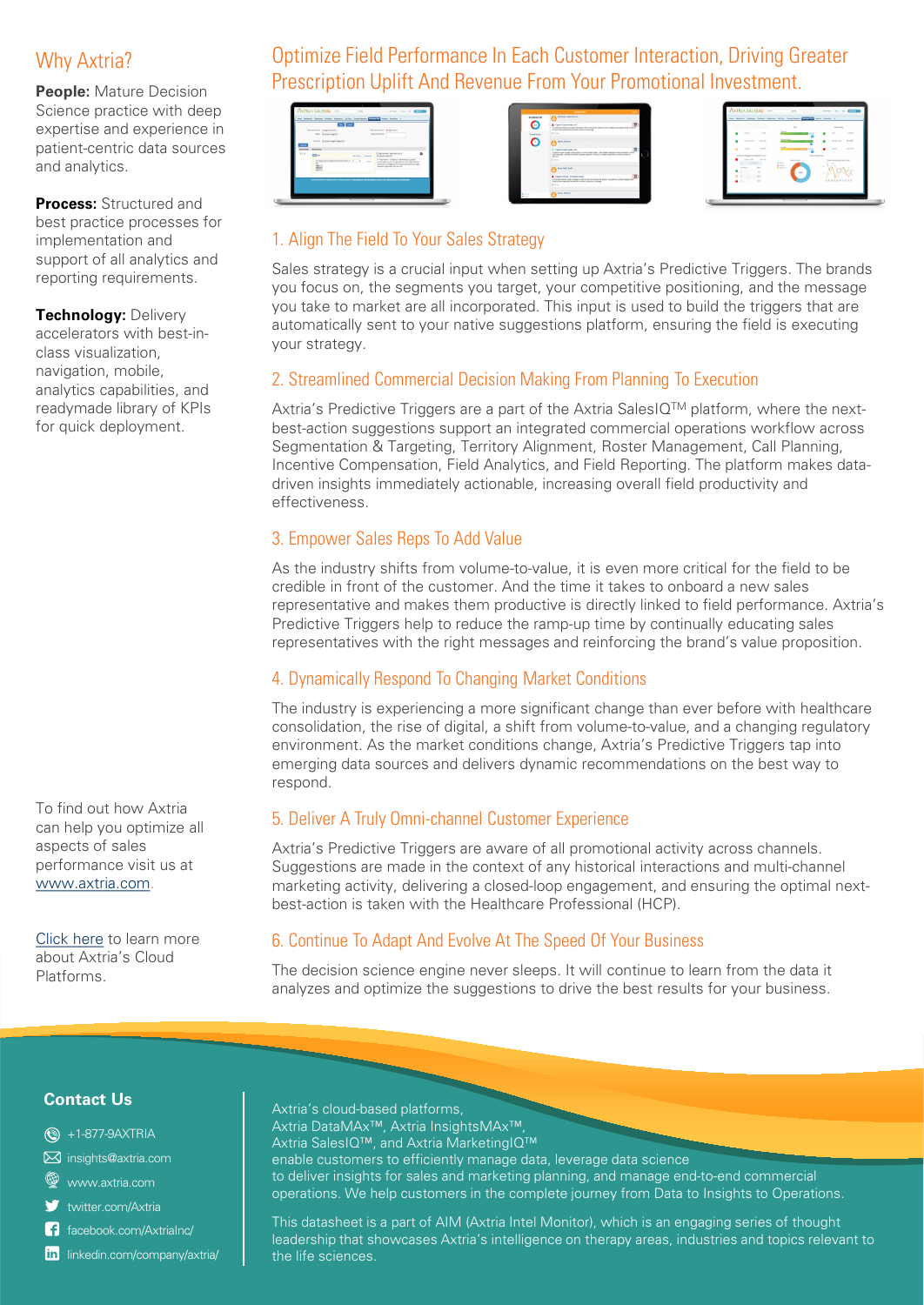## Why Axtria?

**People:** Mature Decision Science practice with deep expertise and experience in patient-centric data sources and analytics.

**Process:** Structured and best practice processes for implementation and support of all analytics and reporting requirements.

**Technology:** Delivery accelerators with best-in-class visualization, navigation, mobile, analytics capabilities, and readymade library of KPIs for quick deployment.

To find out how Axtria can help you optimize all aspects of sales performance visit us at www.axtria.com.

Click here to learn more about Axtria's Cloud Platforms.

## Optimize Field Performance In Each Customer Interaction, Driving Greater Prescription Uplift And Revenue From Your Promotional Investment.

### 1. Align The Field To Your Sales Strategy

Sales strategy is a crucial input when setting up Axtria's Predictive Triggers. The brands you focus on, the segments you target, your competitive positioning, and the message you take to market are all incorporated. This input is used to build the triggers that are automatically sent to your native suggestions platform, ensuring the field is executing your strategy.

### 2. Streamlined Commercial Decision Making From Planning To Execution

Axtria's Predictive Triggers are a part of the Axtria SalesIQ™ platform, where the next-best-action suggestions support an integrated commercial operations workflow across Segmentation & Targeting, Territory Alignment, Roster Management, Call Planning, Incentive Compensation, Field Analytics, and Field Reporting. The platform makes data-driven insights immediately actionable, increasing overall field productivity and effectiveness.

### 3. Empower Sales Reps To Add Value

As the industry shifts from volume-to-value, it is even more critical for the field to be credible in front of the customer. And the time it takes to onboard a new sales representative and makes them productive is directly linked to field performance. Axtria's Predictive Triggers help to reduce the ramp-up time by continually educating sales representatives with the right messages and reinforcing the brand's value proposition.

### 4. Dynamically Respond To Changing Market Conditions

The industry is experiencing a more significant change than ever before with healthcare consolidation, the rise of digital, a shift from volume-to-value, and a changing regulatory environment. As the market conditions change, Axtria's Predictive Triggers tap into emerging data sources and delivers dynamic recommendations on the best way to respond.

### 5. Deliver A Truly Omni-channel Customer Experience

Axtria's Predictive Triggers are aware of all promotional activity across channels. Suggestions are made in the context of any historical interactions and multi-channel marketing activity, delivering a closed-loop engagement, and ensuring the optimal next-best-action is taken with the Healthcare Professional (HCP).

### 6. Continue To Adapt And Evolve At The Speed Of Your Business

The decision science engine never sleeps. It will continue to learn from the data it analyzes and optimize the suggestions to drive the best results for your business.

### Contact Us

- +1-877-9AXTRIA
- insights@axtria.com
- www.axtria.com
- twitter.com/Axtria
- facebook.com/AxtriaInc/
- linkedin.com/company/axtria/

Axtria's cloud-based platforms, Axtria DataMAx™, Axtria InsightsMAx™, Axtria SalesIQ™, and Axtria MarketingIQ™ enable customers to efficiently manage data, leverage data science to deliver insights for sales and marketing planning, and manage end-to-end commercial operations. We help customers in the complete journey from Data to Insights to Operations.

This datasheet is a part of AIM (Axtria Intel Monitor), which is an engaging series of thought leadership that showcases Axtria's intelligence on therapy areas, industries and topics relevant to the life sciences.